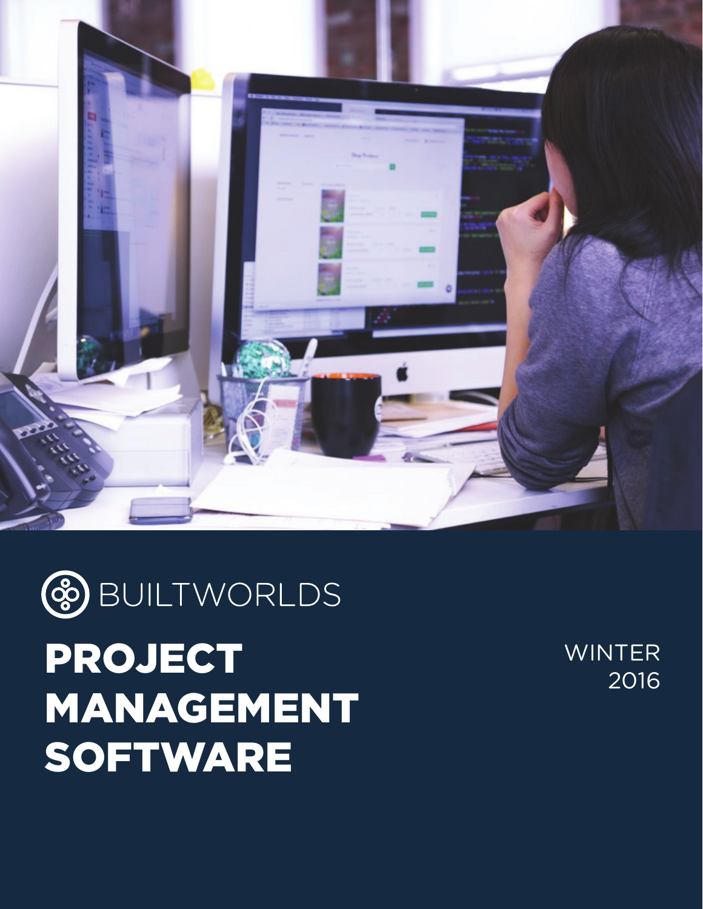BUILTWORLDS

# PROJECT MANAGEMENT SOFTWARE

WINTER 2016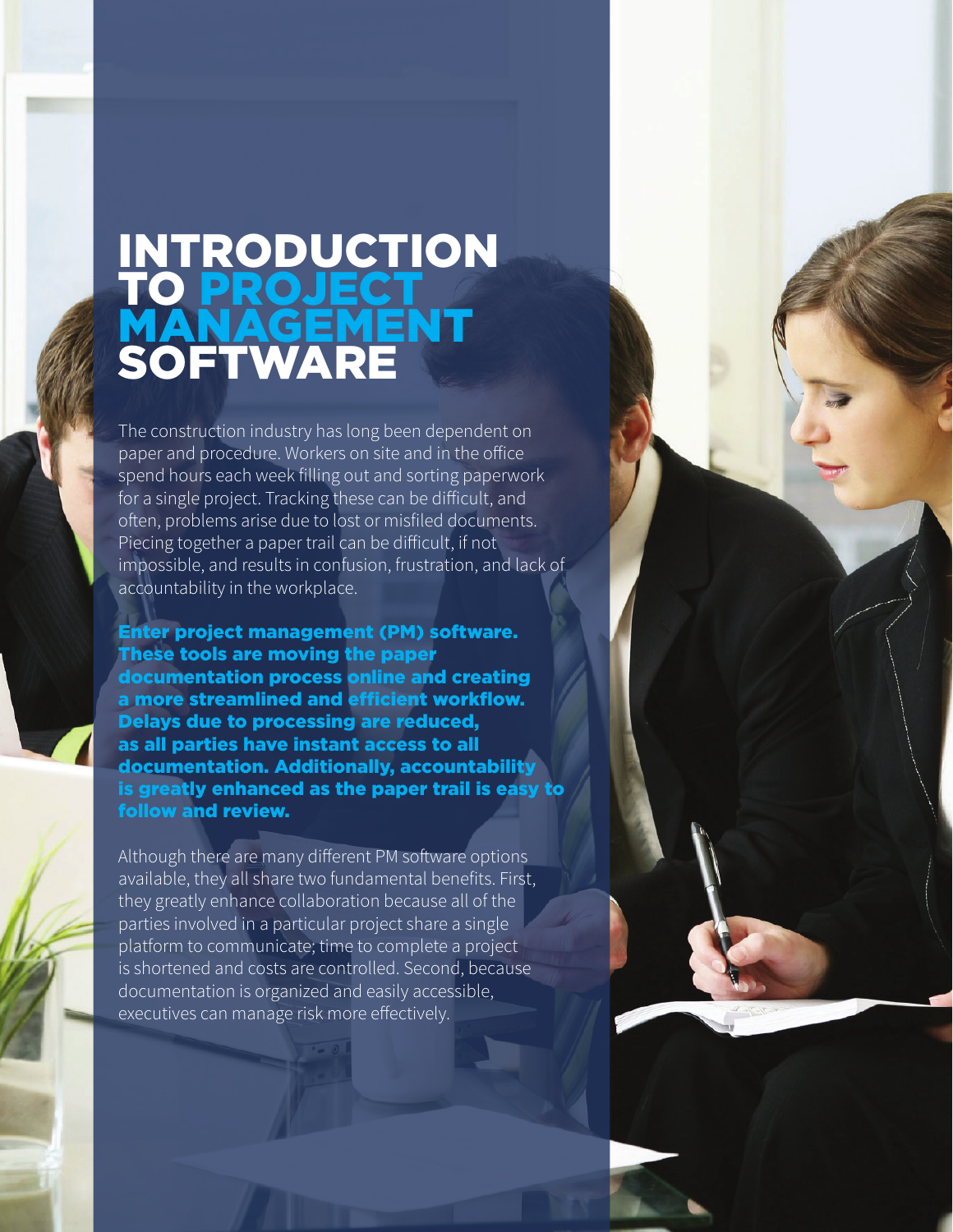# INTRODUCTION TO PROJECT MANAGEMENT SOFTWARE

The construction industry has long been dependent on paper and procedure. Workers on site and in the office spend hours each week filling out and sorting paperwork for a single project. Tracking these can be difficult, and often, problems arise due to lost or misfiled documents. Piecing together a paper trail can be difficult, if not impossible, and results in confusion, frustration, and lack of accountability in the workplace.

**Enter project management (PM) software. These tools are moving the paper documentation process online and creating a more streamlined and efficient workflow. Delays due to processing are reduced, as all parties have instant access to all documentation. Additionally, accountability is greatly enhanced as the paper trail is easy to follow and review.**

Although there are many different PM software options available, they all share two fundamental benefits. First, they greatly enhance collaboration because all of the parties involved in a particular project share a single platform to communicate; time to complete a project is shortened and costs are controlled. Second, because documentation is organized and easily accessible, executives can manage risk more effectively.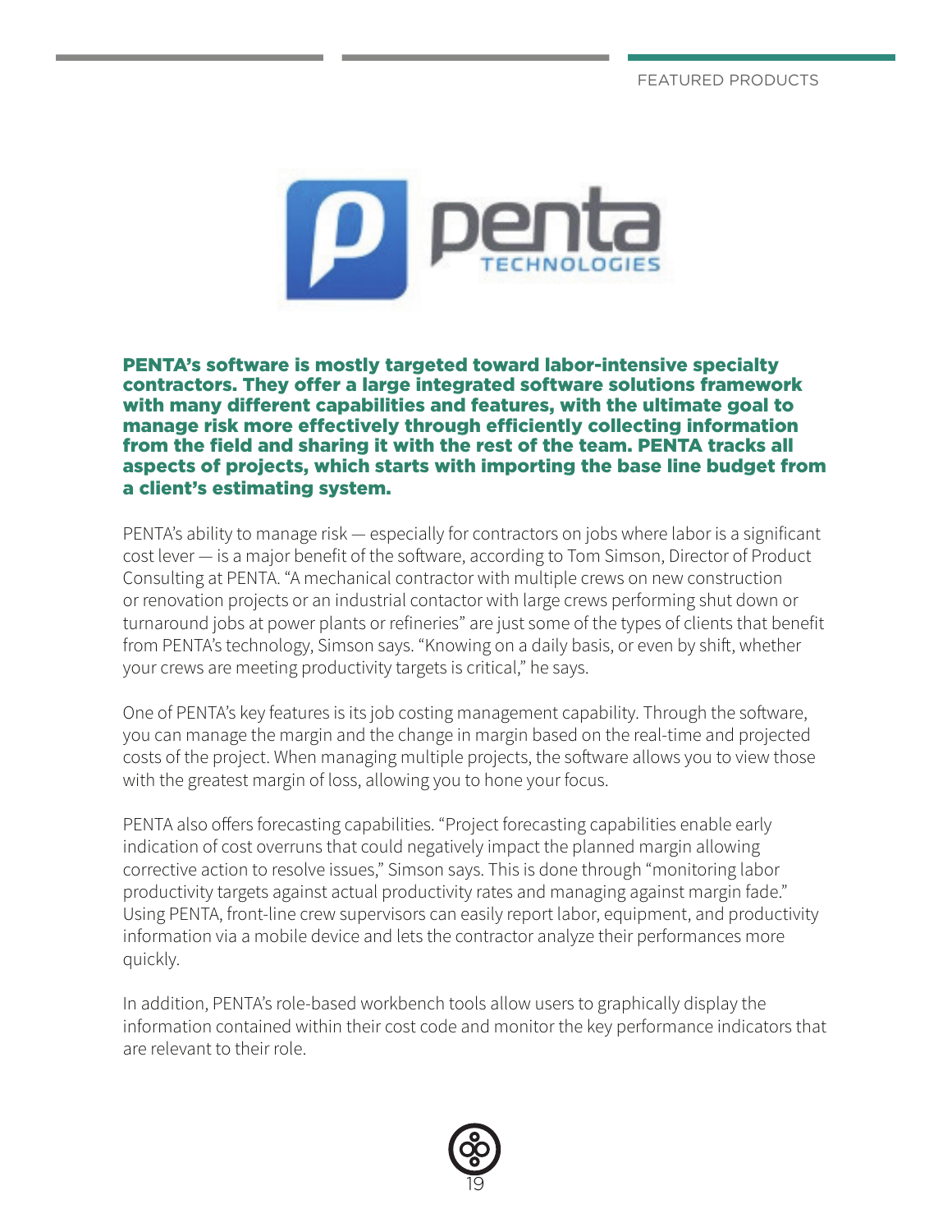**PENTA's software is mostly targeted toward labor-intensive specialty contractors. They offer a large integrated software solutions framework with many different capabilities and features, with the ultimate goal to manage risk more effectively through efficiently collecting information from the field and sharing it with the rest of the team. PENTA tracks all aspects of projects, which starts with importing the base line budget from a client's estimating system.**

PENTA's ability to manage risk — especially for contractors on jobs where labor is a significant cost lever — is a major benefit of the software, according to Tom Simson, Director of Product Consulting at PENTA. "A mechanical contractor with multiple crews on new construction or renovation projects or an industrial contactor with large crews performing shut down or turnaround jobs at power plants or refineries" are just some of the types of clients that benefit from PENTA's technology, Simson says. "Knowing on a daily basis, or even by shift, whether your crews are meeting productivity targets is critical," he says.

One of PENTA's key features is its job costing management capability. Through the software, you can manage the margin and the change in margin based on the real-time and projected costs of the project. When managing multiple projects, the software allows you to view those with the greatest margin of loss, allowing you to hone your focus.

PENTA also offers forecasting capabilities. "Project forecasting capabilities enable early indication of cost overruns that could negatively impact the planned margin allowing corrective action to resolve issues," Simson says. This is done through "monitoring labor productivity targets against actual productivity rates and managing against margin fade." Using PENTA, front-line crew supervisors can easily report labor, equipment, and productivity information via a mobile device and lets the contractor analyze their performances more quickly.

In addition, PENTA's role-based workbench tools allow users to graphically display the information contained within their cost code and monitor the key performance indicators that are relevant to their role.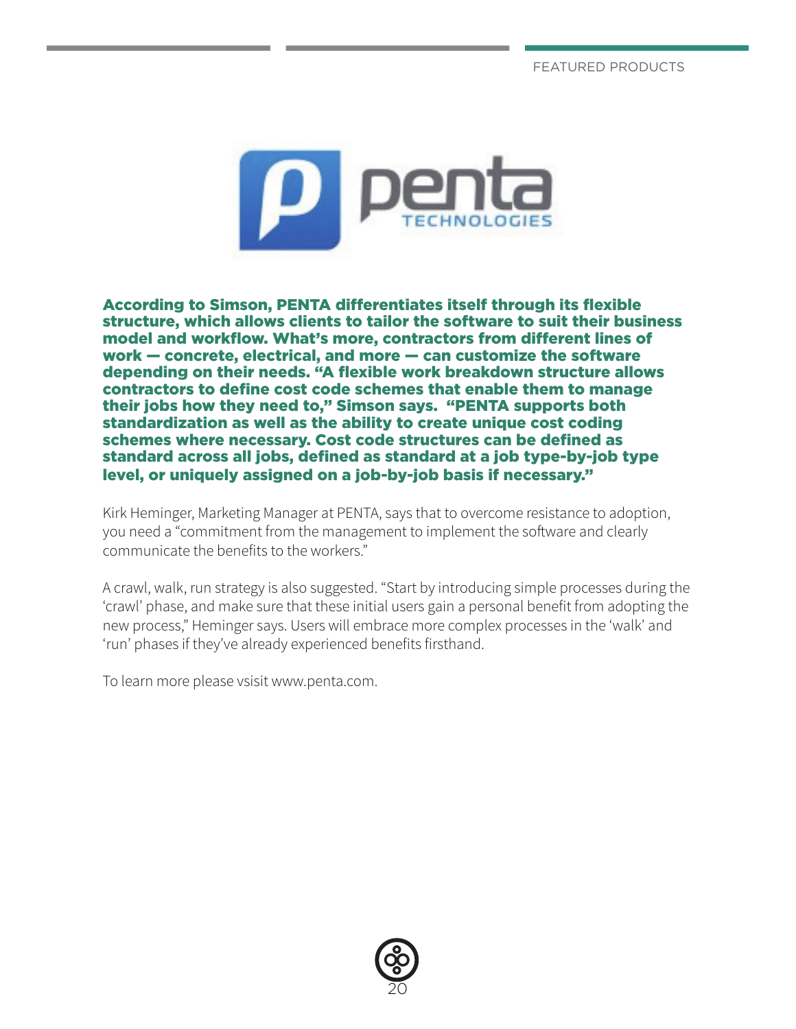**According to Simson, PENTA differentiates itself through its flexible structure, which allows clients to tailor the software to suit their business model and workflow. What's more, contractors from different lines of work — concrete, electrical, and more — can customize the software depending on their needs. "A flexible work breakdown structure allows contractors to define cost code schemes that enable them to manage their jobs how they need to," Simson says. "PENTA supports both standardization as well as the ability to create unique cost coding schemes where necessary. Cost code structures can be defined as standard across all jobs, defined as standard at a job type-by-job type level, or uniquely assigned on a job-by-job basis if necessary."**

Kirk Heminger, Marketing Manager at PENTA, says that to overcome resistance to adoption, you need a "commitment from the management to implement the software and clearly communicate the benefits to the workers."

A crawl, walk, run strategy is also suggested. "Start by introducing simple processes during the 'crawl' phase, and make sure that these initial users gain a personal benefit from adopting the new process," Heminger says. Users will embrace more complex processes in the 'walk' and 'run' phases if they've already experienced benefits firsthand.

To learn more please vsisit www.penta.com.